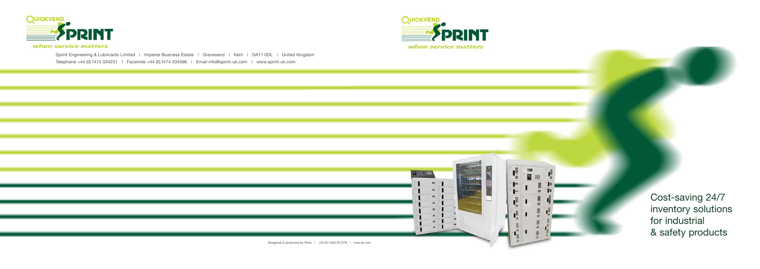QUICKVEND SPRINT

*when service matters*

Sprint Engineering & Lubricants Limited | Imperial Business Estate | Gravesend | Kent | DA11 0DL | United Kingdom
Telephone +44 (0) 1474 534251 | Facsimile +44 (0) 1474 534566 | Email info@sprint-uk.com | www.sprint-uk.com

Designed & produced by River | +44 (0) 1283 812376 | river.uk.com

QUICKVEND SPRINT

*when service matters*

Cost-saving 24/7 inventory solutions for industrial & safety products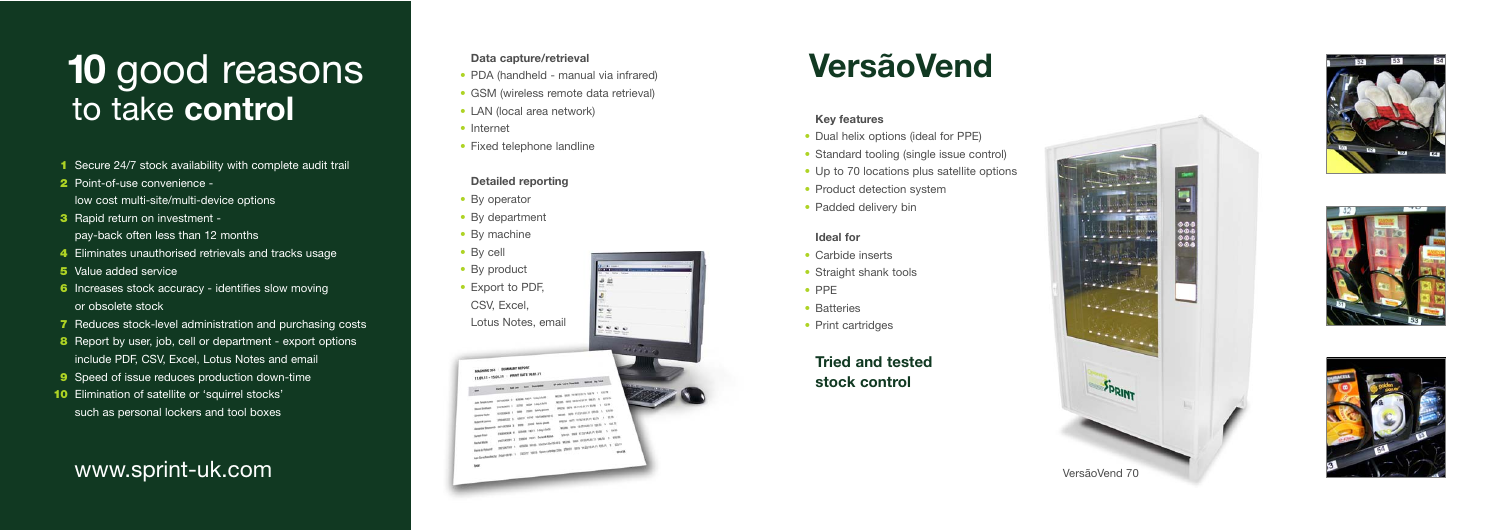# **10** good reasons to take **control**

1. Secure 24/7 stock availability with complete audit trail
2. Point-of-use convenience - low cost multi-site/multi-device options
3. Rapid return on investment - pay-back often less than 12 months
4. Eliminates unauthorised retrievals and tracks usage
5. Value added service
6. Increases stock accuracy - identifies slow moving or obsolete stock
7. Reduces stock-level administration and purchasing costs
8. Report by user, job, cell or department - export options include PDF, CSV, Excel, Lotus Notes and email
9. Speed of issue reduces production down-time
10. Elimination of satellite or 'squirrel stocks' such as personal lockers and tool boxes

www.sprint-uk.com

### Data capture/retrieval

- PDA (handheld - manual via infrared)
- GSM (wireless remote data retrieval)
- LAN (local area network)
- Internet
- Fixed telephone landline

### Detailed reporting

- By operator
- By department
- By machine
- By cell
- By product
- Export to PDF, CSV, Excel, Lotus Notes, email

# VersãoVend

### Key features

- Dual helix options (ideal for PPE)
- Standard tooling (single issue control)
- Up to 70 locations plus satellite options
- Product detection system
- Padded delivery bin

### Ideal for

- Carbide inserts
- Straight shank tools
- PPE
- Batteries
- Print cartridges

## Tried and tested stock control

VersãoVend 70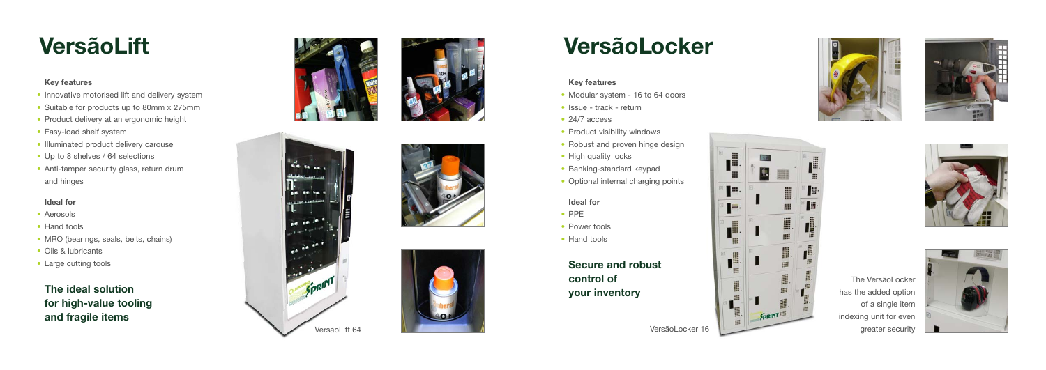# VersãoLift

### Key features

- Innovative motorised lift and delivery system
- Suitable for products up to 80mm x 275mm
- Product delivery at an ergonomic height
- Easy-load shelf system
- Illuminated product delivery carousel
- Up to 8 shelves / 64 selections
- Anti-tamper security glass, return drum and hinges

### Ideal for

- Aerosols
- Hand tools
- MRO (bearings, seals, belts, chains)
- Oils & lubricants
- Large cutting tools

## The ideal solution for high-value tooling and fragile items

VersãoLift 64

# VersãoLocker

### Key features

- Modular system - 16 to 64 doors
- Issue - track - return
- 24/7 access
- Product visibility windows
- Robust and proven hinge design
- High quality locks
- Banking-standard keypad
- Optional internal charging points

### Ideal for

- PPE
- Power tools
- Hand tools

## Secure and robust control of your inventory

VersãoLocker 16

The VersãoLocker has the added option of a single item indexing unit for even greater security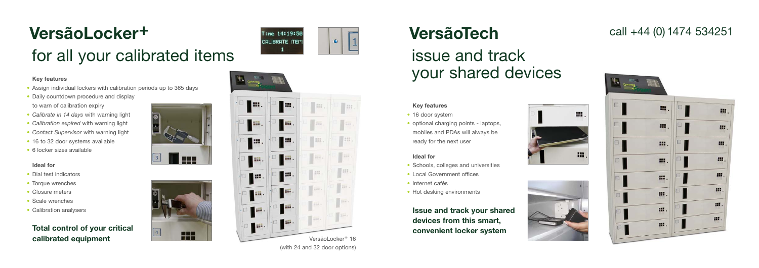# VersãoLocker+

## for all your calibrated items

**Key features**

- Assign individual lockers with calibration periods up to 365 days
- Daily countdown procedure and display to warn of calibration expiry
- *Calibrate in 14 days* with warning light
- *Calibration expired* with warning light
- *Contact Supervisor* with warning light
- 16 to 32 door systems available
- 6 locker sizes available

**Ideal for**

- Dial test indicators
- Torque wrenches
- Closure meters
- Scale wrenches
- Calibration analysers

**Total control of your critical calibrated equipment**

VersãoLocker+ 16
(with 24 and 32 door options)

# VersãoTech

## issue and track your shared devices

call +44 (0) 1474 534251

**Key features**

- 16 door system
- optional charging points - laptops, mobiles and PDAs will always be ready for the next user

**Ideal for**

- Schools, colleges and universities
- Local Government offices
- Internet cafés
- Hot desking environments

**Issue and track your shared devices from this smart, convenient locker system**